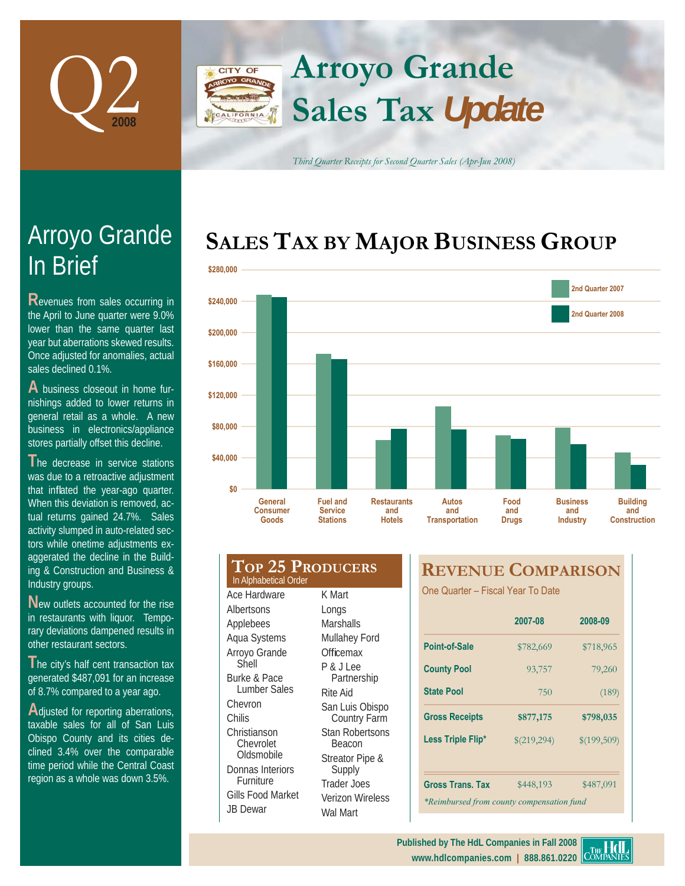# Q2 2008

# Arroyo Grande Sales Tax *Update*

*Third Quarter Receipts for Second Quarter Sales (Apr-Jun 2008)*

## Arroyo Grande In Brief

Revenues from sales occurring in the April to June quarter were 9.0% lower than the same quarter last year but aberrations skewed results. Once adjusted for anomalies, actual sales declined 0.1%.

A business closeout in home furnishings added to lower returns in general retail as a whole. A new business in electronics/appliance stores partially offset this decline.

The decrease in service stations was due to a retroactive adjustment that inflated the year-ago quarter. When this deviation is removed, actual returns gained 24.7%. Sales activity slumped in auto-related sectors while onetime adjustments exaggerated the decline in the Building & Construction and Business & Industry groups.

New outlets accounted for the rise in restaurants with liquor. Temporary deviations dampened results in other restaurant sectors.

The city's half cent transaction tax generated $487,091 for an increase of 8.7% compared to a year ago.

Adjusted for reporting aberrations, taxable sales for all of San Luis Obispo County and its cities declined 3.4% over the comparable time period while the Central Coast region as a whole was down 3.5%.

## Sales Tax by Major Business Group

Chart legend: 2nd Quarter 2007, 2nd Quarter 2008. Categories: General Consumer Goods; Fuel and Service Stations; Restaurants and Hotels; Autos and Transportation; Food and Drugs; Business and Industry; Building and Construction. Axis: $0 to $280,000.

## Top 25 Producers

In Alphabetical Order

- Ace Hardware
- Albertsons
- Applebees
- Aqua Systems
- Arroyo Grande Shell
- Burke & Pace Lumber Sales
- Chevron
- Chilis
- Christianson Chevrolet Oldsmobile
- Donnas Interiors Furniture
- Gills Food Market
- JB Dewar
- K Mart
- Longs
- Marshalls
- Mullahey Ford
- Officemax
- P & J Lee Partnership
- Rite Aid
- San Luis Obispo Country Farm
- Stan Robertsons Beacon
- Streator Pipe & Supply
- Trader Joes
- Verizon Wireless
- Wal Mart

## Revenue Comparison

One Quarter – Fiscal Year To Date

| | 2007-08 | 2008-09 |
|---|---|---|
| Point-of-Sale | $782,669 | $718,965 |
| County Pool | 93,757 | 79,260 |
| State Pool | 750 | (189) |
| **Gross Receipts** | **$877,175** | **$798,035** |
| Less Triple Flip* | $(219,294) | $(199,509) |
| Gross Trans. Tax | $448,193 | $487,091 |

*\*Reimbursed from county compensation fund*

Published by The HdL Companies in Fall 2008
www.hdlcompanies.com | 888.861.0220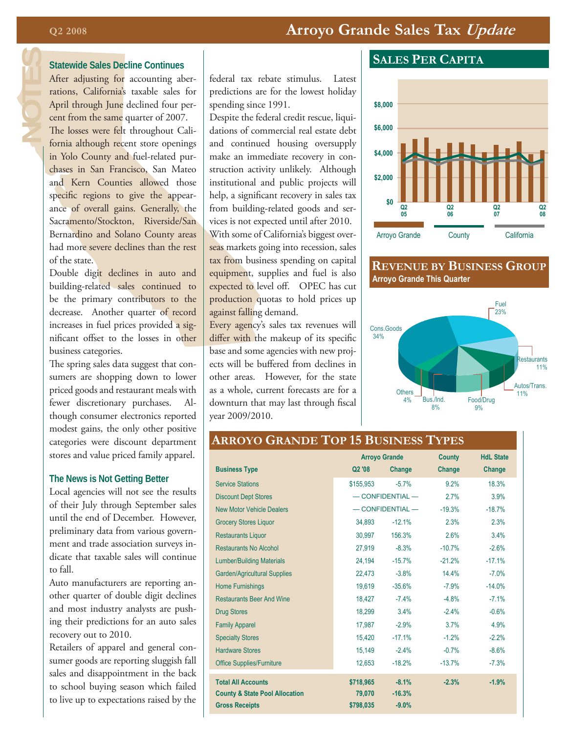NOTES

### Statewide Sales Decline Continues

After adjusting for accounting aberrations, California's taxable sales for April through June declined four percent from the same quarter of 2007.

The losses were felt throughout California although recent store openings in Yolo County and fuel-related purchases in San Francisco, San Mateo and Kern Counties allowed those specific regions to give the appearance of overall gains. Generally, the Sacramento/Stockton, Riverside/San Bernardino and Solano County areas had more severe declines than the rest of the state.

Double digit declines in auto and building-related sales continued to be the primary contributors to the decrease. Another quarter of record increases in fuel prices provided a significant offset to the losses in other business categories.

The spring sales data suggest that consumers are shopping down to lower priced goods and restaurant meals with fewer discretionary purchases. Although consumer electronics reported modest gains, the only other positive categories were discount department stores and value priced family apparel.

### The News is Not Getting Better

Local agencies will not see the results of their July through September sales until the end of December. However, preliminary data from various government and trade association surveys indicate that taxable sales will continue to fall.

Auto manufacturers are reporting another quarter of double digit declines and most industry analysts are pushing their predictions for an auto sales recovery out to 2010.

Retailers of apparel and general consumer goods are reporting sluggish fall sales and disappointment in the back to school buying season which failed to live up to expectations raised by the federal tax rebate stimulus. Latest predictions are for the lowest holiday spending since 1991.

Despite the federal credit rescue, liquidations of commercial real estate debt and continued housing oversupply make an immediate recovery in construction activity unlikely. Although institutional and public projects will help, a significant recovery in sales tax from building-related goods and services is not expected until after 2010.

With some of California's biggest overseas markets going into recession, sales tax from business spending on capital equipment, supplies and fuel is also expected to level off. OPEC has cut production quotas to hold prices up against falling demand.

Every agency's sales tax revenues will differ with the makeup of its specific base and some agencies with new projects will be buffered from declines in other areas. However, for the state as a whole, current forecasts are for a downturn that may last through fiscal year 2009/2010.

## Sales Per Capita

$8,000
$6,000
$4,000
$2,000
$0

Q2 05 | Q2 06 | Q2 07 | Q2 08

Arroyo Grande | County | California

## Revenue by Business Group

**Arroyo Grande This Quarter**

Fuel 23%
Restaurants 11%
Autos/Trans. 11%
Food/Drug 9%
Bus./Ind. 8%
Others 4%
Cons.Goods 34%

## Arroyo Grande Top 15 Business Types

| Business Type | Arroyo Grande Q2 '08 | Arroyo Grande Change | County Change | HdL State Change |
|---|---|---|---|---|
| Service Stations | $155,953 | -5.7% | 9.2% | 18.3% |
| Discount Dept Stores | — CONFIDENTIAL — | | 2.7% | 3.9% |
| New Motor Vehicle Dealers | — CONFIDENTIAL — | | -19.3% | -18.7% |
| Grocery Stores Liquor | 34,893 | -12.1% | 2.3% | 2.3% |
| Restaurants Liquor | 30,997 | 156.3% | 2.6% | 3.4% |
| Restaurants No Alcohol | 27,919 | -8.3% | -10.7% | -2.6% |
| Lumber/Building Materials | 24,194 | -15.7% | -21.2% | -17.1% |
| Garden/Agricultural Supplies | 22,473 | -3.8% | 14.4% | -7.0% |
| Home Furnishings | 19,619 | -35.6% | -7.9% | -14.0% |
| Restaurants Beer And Wine | 18,427 | -7.4% | -4.8% | -7.1% |
| Drug Stores | 18,299 | 3.4% | -2.4% | -0.6% |
| Family Apparel | 17,987 | -2.9% | 3.7% | 4.9% |
| Specialty Stores | 15,420 | -17.1% | -1.2% | -2.2% |
| Hardware Stores | 15,149 | -2.4% | -0.7% | -8.6% |
| Office Supplies/Furniture | 12,653 | -18.2% | -13.7% | -7.3% |
| **Total All Accounts** | **$718,965** | **-8.1%** | **-2.3%** | **-1.9%** |
| **County & State Pool Allocation** | **79,070** | **-16.3%** | | |
| **Gross Receipts** | **$798,035** | **-9.0%** | | |